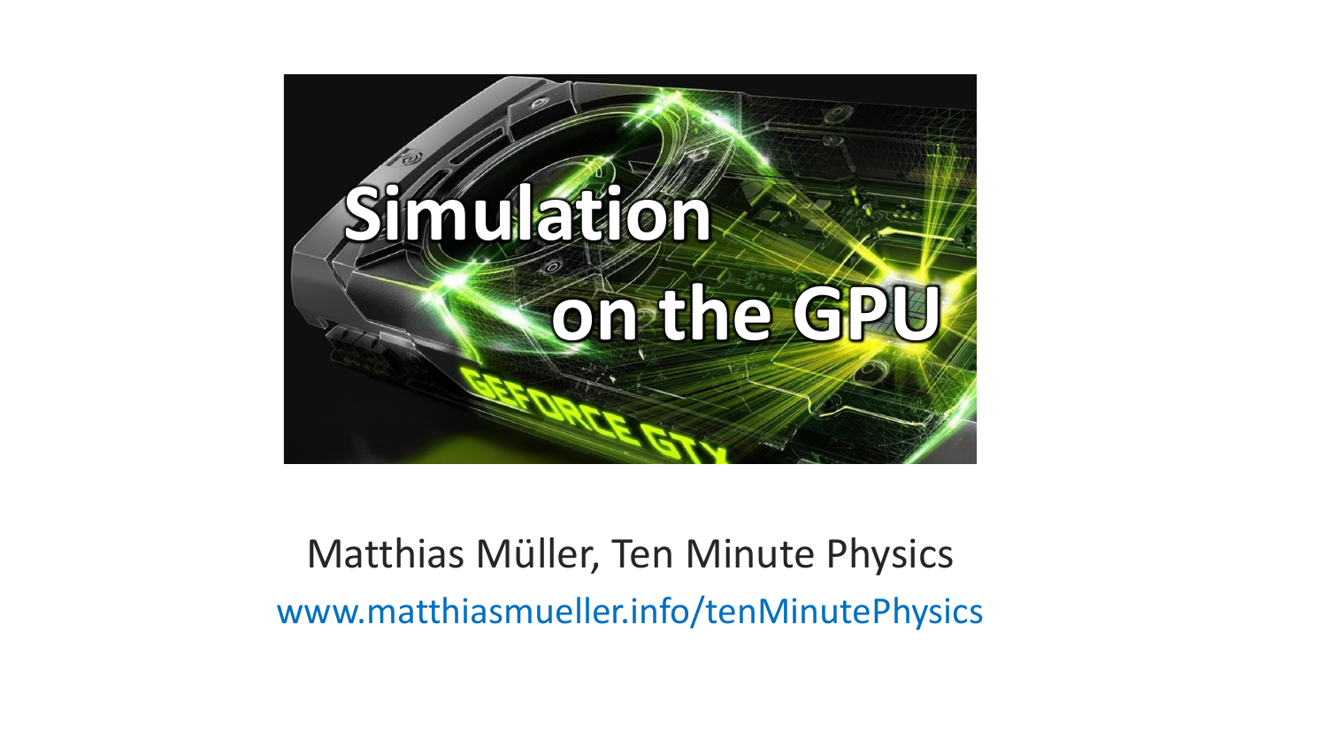# Simulation on the GPU

Matthias Müller, Ten Minute Physics

www.matthiasmueller.info/tenMinutePhysics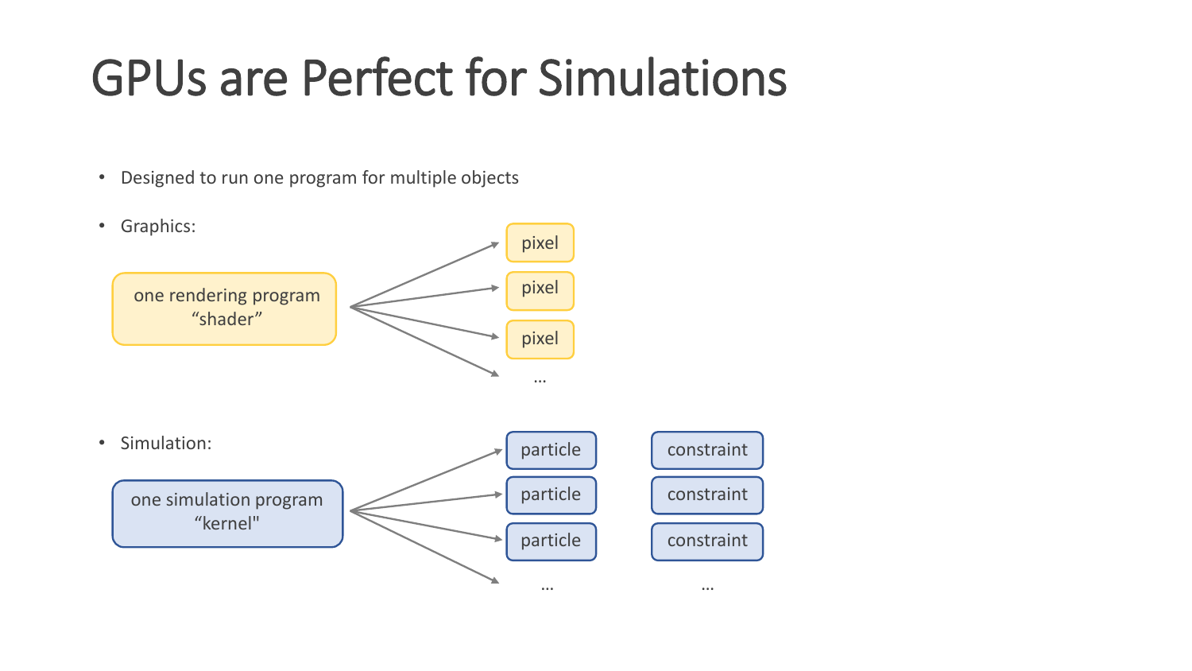# GPUs are Perfect for Simulations

- Designed to run one program for multiple objects
- Graphics:

one rendering program "shader" → pixel, pixel, pixel, …

- Simulation:

one simulation program "kernel" → particle, particle, particle, …

constraint, constraint, constraint, …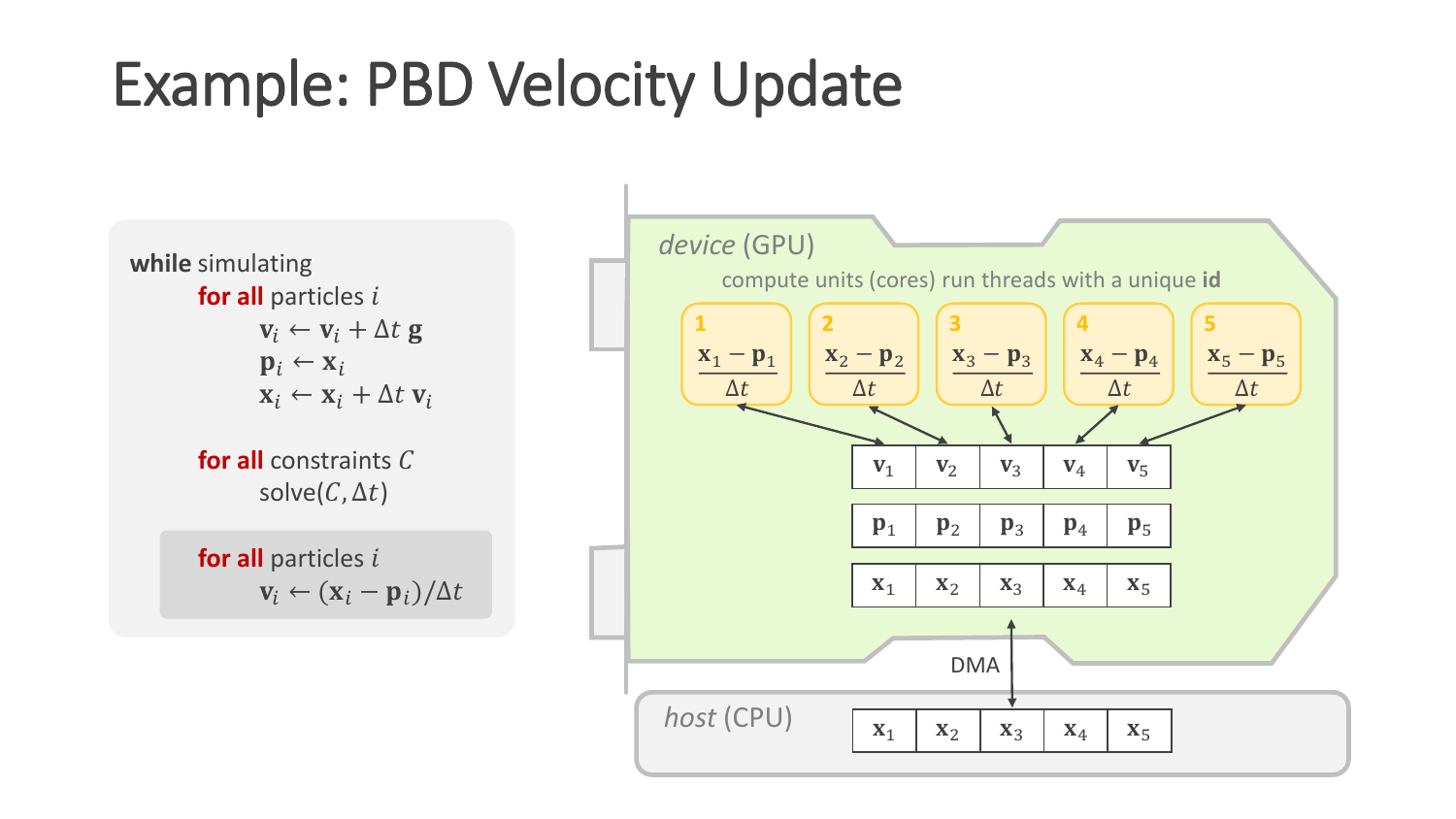# Example: PBD Velocity Update

**while** simulating
- **for all** particles $i$
  - $\mathbf{v}_i \leftarrow \mathbf{v}_i + \Delta t\, \mathbf{g}$
  - $\mathbf{p}_i \leftarrow \mathbf{x}_i$
  - $\mathbf{x}_i \leftarrow \mathbf{x}_i + \Delta t\, \mathbf{v}_i$
- **for all** constraints $C$
  - solve$(C, \Delta t)$
- **for all** particles $i$
  - $\mathbf{v}_i \leftarrow (\mathbf{x}_i - \mathbf{p}_i)/\Delta t$

*device* (GPU)

compute units (cores) run threads with a unique **id**

| 1 | 2 | 3 | 4 | 5 |
|---|---|---|---|---|
| $\frac{\mathbf{x}_1 - \mathbf{p}_1}{\Delta t}$ | $\frac{\mathbf{x}_2 - \mathbf{p}_2}{\Delta t}$ | $\frac{\mathbf{x}_3 - \mathbf{p}_3}{\Delta t}$ | $\frac{\mathbf{x}_4 - \mathbf{p}_4}{\Delta t}$ | $\frac{\mathbf{x}_5 - \mathbf{p}_5}{\Delta t}$ |

| $\mathbf{v}_1$ | $\mathbf{v}_2$ | $\mathbf{v}_3$ | $\mathbf{v}_4$ | $\mathbf{v}_5$ |
|---|---|---|---|---|
| $\mathbf{p}_1$ | $\mathbf{p}_2$ | $\mathbf{p}_3$ | $\mathbf{p}_4$ | $\mathbf{p}_5$ |
| $\mathbf{x}_1$ | $\mathbf{x}_2$ | $\mathbf{x}_3$ | $\mathbf{x}_4$ | $\mathbf{x}_5$ |

DMA

*host* (CPU)

| $\mathbf{x}_1$ | $\mathbf{x}_2$ | $\mathbf{x}_3$ | $\mathbf{x}_4$ | $\mathbf{x}_5$ |
|---|---|---|---|---|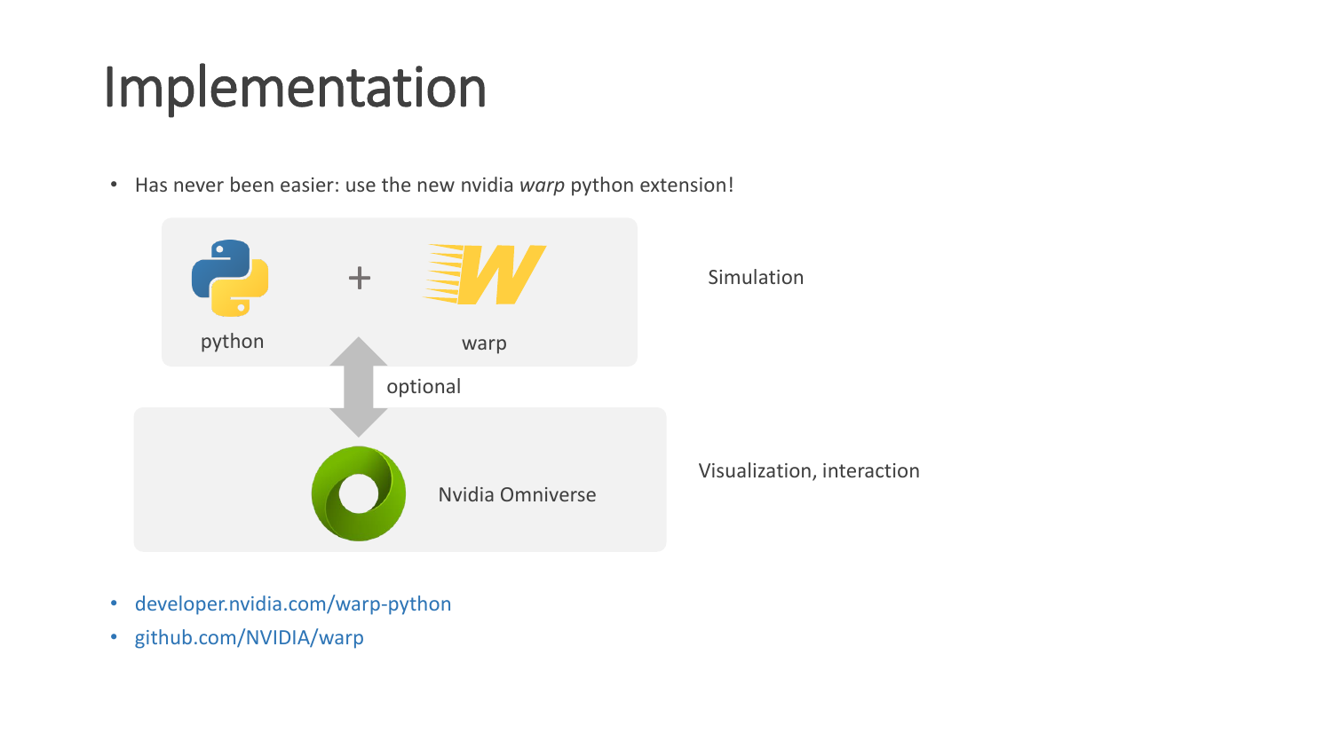# Implementation

- Has never been easier: use the new nvidia *warp* python extension!

python + warp — Simulation

optional

Nvidia Omniverse — Visualization, interaction

- developer.nvidia.com/warp-python
- github.com/NVIDIA/warp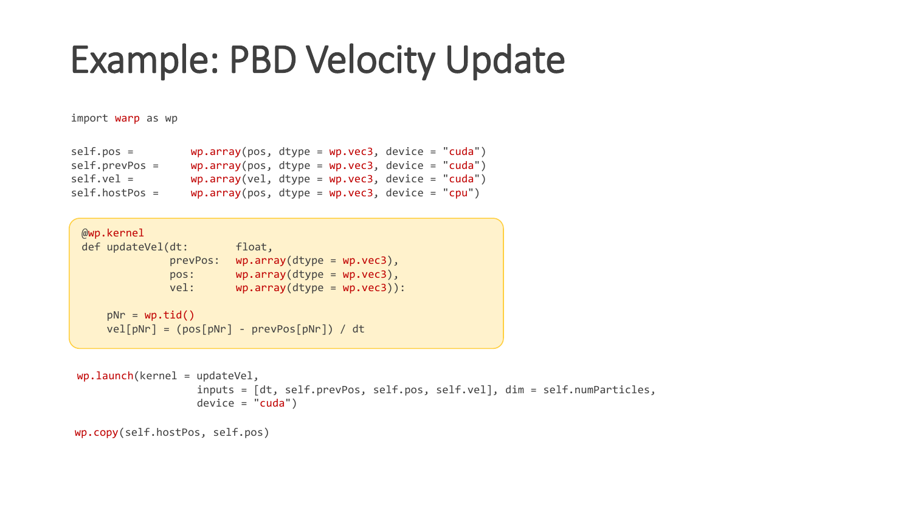# Example: PBD Velocity Update

```
import warp as wp

self.pos =         wp.array(pos, dtype = wp.vec3, device = "cuda")
self.prevPos =     wp.array(pos, dtype = wp.vec3, device = "cuda")
self.vel =         wp.array(vel, dtype = wp.vec3, device = "cuda")
self.hostPos =     wp.array(pos, dtype = wp.vec3, device = "cpu")
```

```
@wp.kernel
def updateVel(dt:       float,
              prevPos:  wp.array(dtype = wp.vec3),
              pos:      wp.array(dtype = wp.vec3),
              vel:      wp.array(dtype = wp.vec3)):

    pNr = wp.tid()
    vel[pNr] = (pos[pNr] - prevPos[pNr]) / dt
```

```
wp.launch(kernel = updateVel,
                   inputs = [dt, self.prevPos, self.pos, self.vel], dim = self.numParticles,
                   device = "cuda")

wp.copy(self.hostPos, self.pos)
```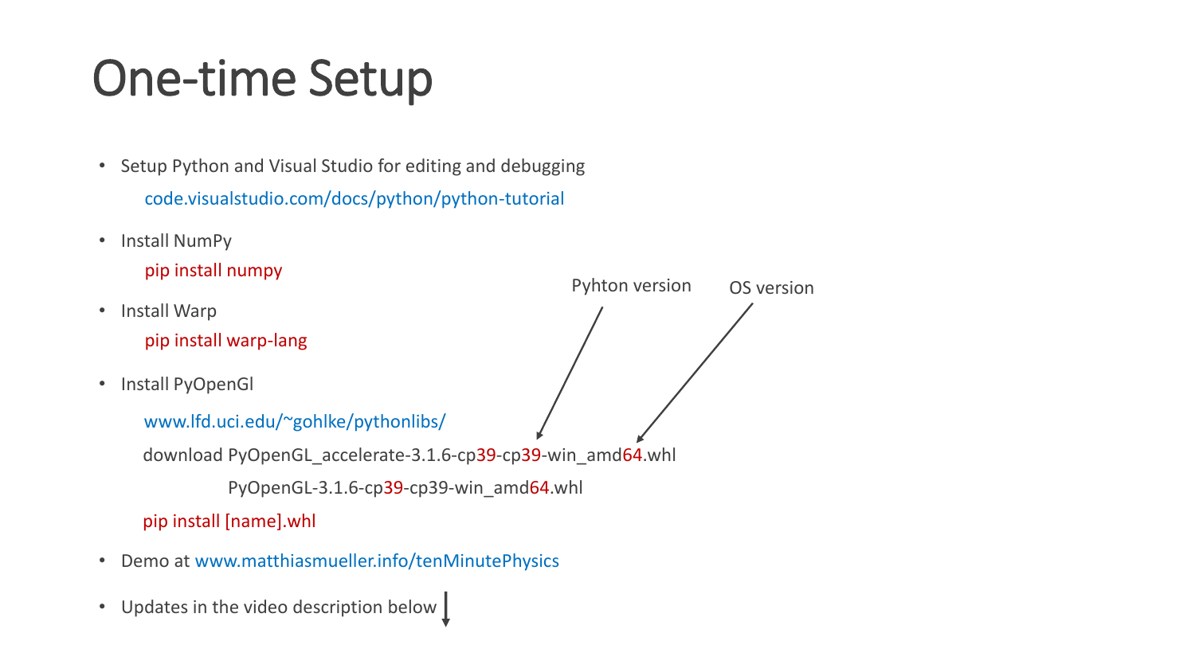# One-time Setup

- Setup Python and Visual Studio for editing and debugging

  code.visualstudio.com/docs/python/python-tutorial

- Install NumPy

  pip install numpy

- Install Warp

  pip install warp-lang

- Install PyOpenGl

  www.lfd.uci.edu/~gohlke/pythonlibs/

  download PyOpenGL_accelerate-3.1.6-cp39-cp39-win_amd64.whl

  PyOpenGL-3.1.6-cp39-cp39-win_amd64.whl

  (Pyhton version → 39; OS version → 64)

  pip install [name].whl

- Demo at www.matthiasmueller.info/tenMinutePhysics

- Updates in the video description below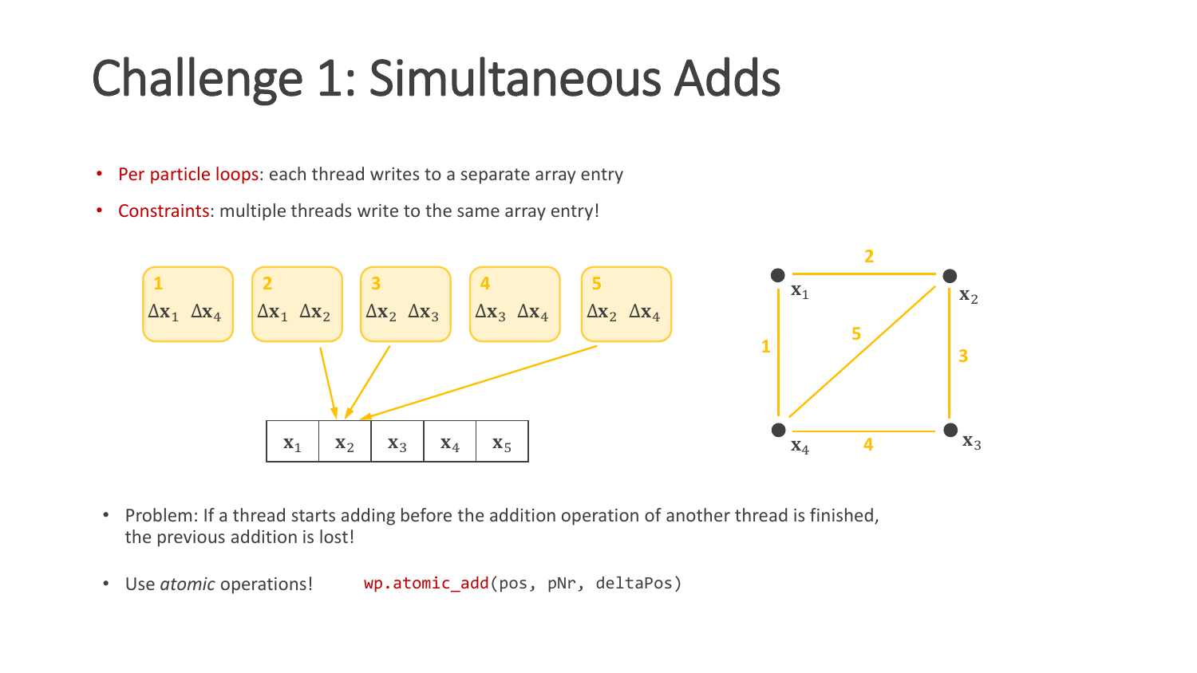# Challenge 1: Simultaneous Adds

- Per particle loops: each thread writes to a separate array entry
- Constraints: multiple threads write to the same array entry!

1: $\Delta\mathbf{x}_1$ $\Delta\mathbf{x}_4$

2: $\Delta\mathbf{x}_1$ $\Delta\mathbf{x}_2$

3: $\Delta\mathbf{x}_2$ $\Delta\mathbf{x}_3$

4: $\Delta\mathbf{x}_3$ $\Delta\mathbf{x}_4$

5: $\Delta\mathbf{x}_2$ $\Delta\mathbf{x}_4$

| $\mathbf{x}_1$ | $\mathbf{x}_2$ | $\mathbf{x}_3$ | $\mathbf{x}_4$ | $\mathbf{x}_5$ |
|---|---|---|---|---|

- Problem: If a thread starts adding before the addition operation of another thread is finished, the previous addition is lost!
- Use *atomic* operations! `wp.atomic_add(pos, pNr, deltaPos)`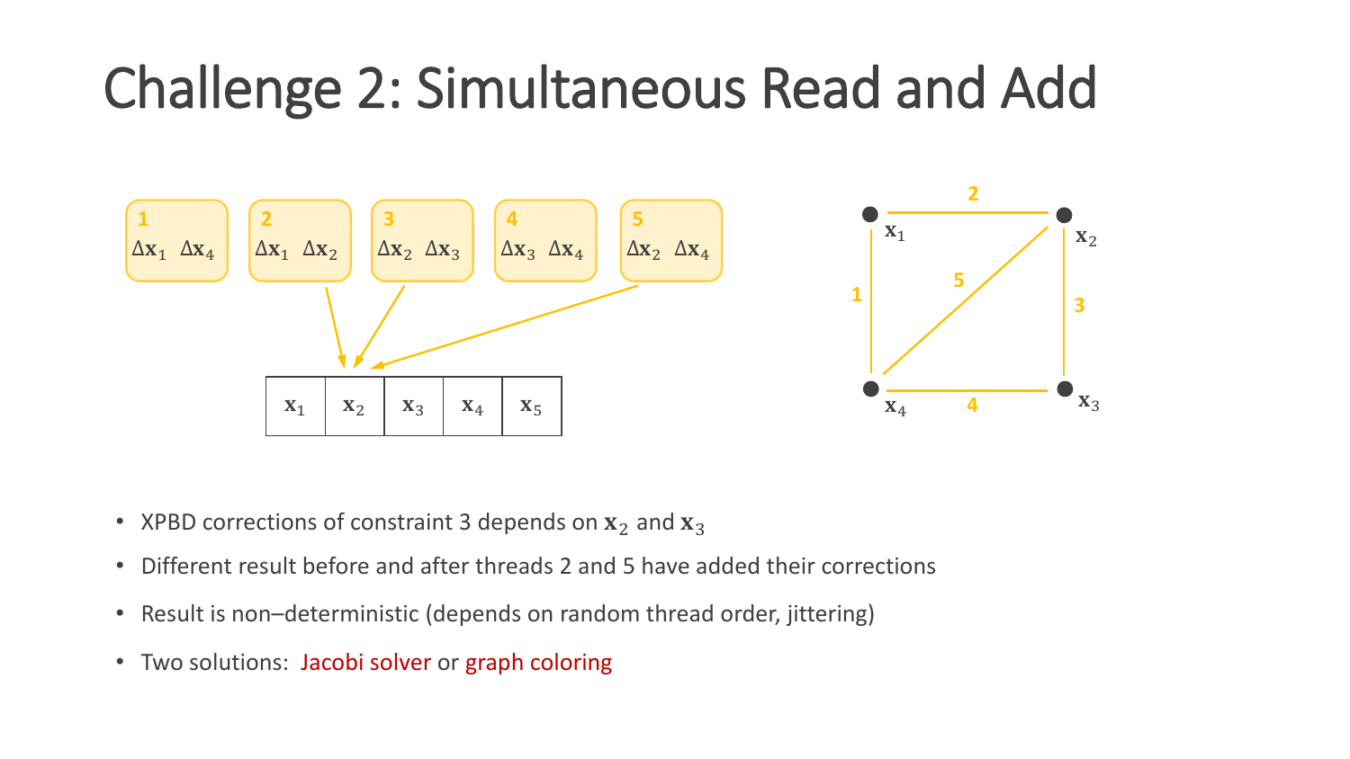# Challenge 2: Simultaneous Read and Add

| 1 | 2 | 3 | 4 | 5 |
|---|---|---|---|---|
| $\Delta\mathbf{x}_1$ $\Delta\mathbf{x}_4$ | $\Delta\mathbf{x}_1$ $\Delta\mathbf{x}_2$ | $\Delta\mathbf{x}_2$ $\Delta\mathbf{x}_3$ | $\Delta\mathbf{x}_3$ $\Delta\mathbf{x}_4$ | $\Delta\mathbf{x}_2$ $\Delta\mathbf{x}_4$ |

| $\mathbf{x}_1$ | $\mathbf{x}_2$ | $\mathbf{x}_3$ | $\mathbf{x}_4$ | $\mathbf{x}_5$ |
|---|---|---|---|---|

- XPBD corrections of constraint 3 depends on $\mathbf{x}_2$ and $\mathbf{x}_3$
- Different result before and after threads 2 and 5 have added their corrections
- Result is non–deterministic (depends on random thread order, jittering)
- Two solutions: Jacobi solver or graph coloring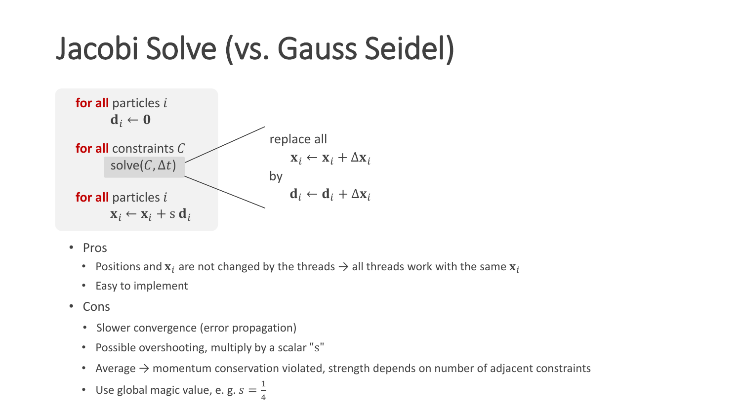# Jacobi Solve (vs. Gauss Seidel)

**for all** particles $i$
  $\mathbf{d}_i \leftarrow \mathbf{0}$

**for all** constraints $C$
  solve($C, \Delta t$)

**for all** particles $i$
  $\mathbf{x}_i \leftarrow \mathbf{x}_i + \mathrm{s}\,\mathbf{d}_i$

replace all
  $\mathbf{x}_i \leftarrow \mathbf{x}_i + \Delta\mathbf{x}_i$
by
  $\mathbf{d}_i \leftarrow \mathbf{d}_i + \Delta\mathbf{x}_i$

- Pros
  - Positions and $\mathbf{x}_i$ are not changed by the threads → all threads work with the same $\mathbf{x}_i$
  - Easy to implement
- Cons
  - Slower convergence (error propagation)
  - Possible overshooting, multiply by a scalar "s"
  - Average → momentum conservation violated, strength depends on number of adjacent constraints
  - Use global magic value, e. g. $s = \frac{1}{4}$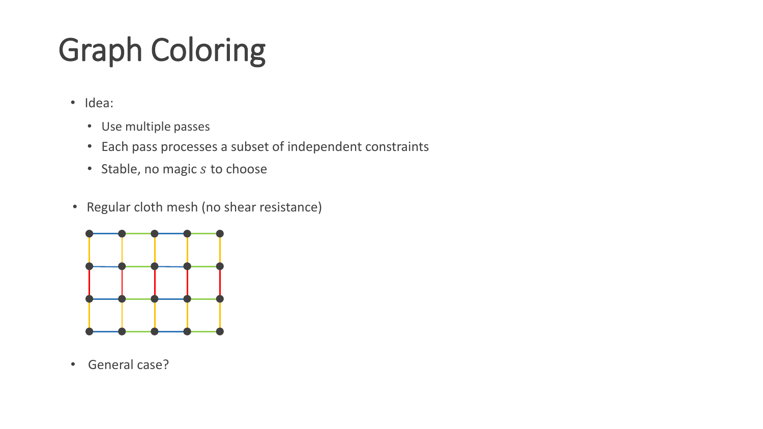# Graph Coloring

- Idea:
  - Use multiple passes
  - Each pass processes a subset of independent constraints
  - Stable, no magic $s$ to choose
- Regular cloth mesh (no shear resistance)
- General case?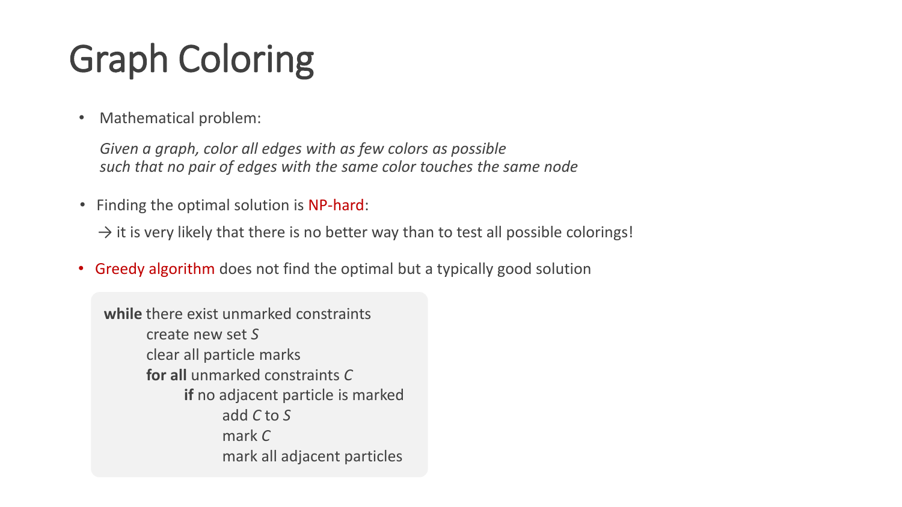# Graph Coloring

- Mathematical problem:

  *Given a graph, color all edges with as few colors as possible*
  *such that no pair of edges with the same color touches the same node*

- Finding the optimal solution is NP-hard:

  → it is very likely that there is no better way than to test all possible colorings!

- Greedy algorithm does not find the optimal but a typically good solution

```
while there exist unmarked constraints
        create new set S
        clear all particle marks
        for all unmarked constraints C
                if no adjacent particle is marked
                        add C to S
                        mark C
                        mark all adjacent particles
```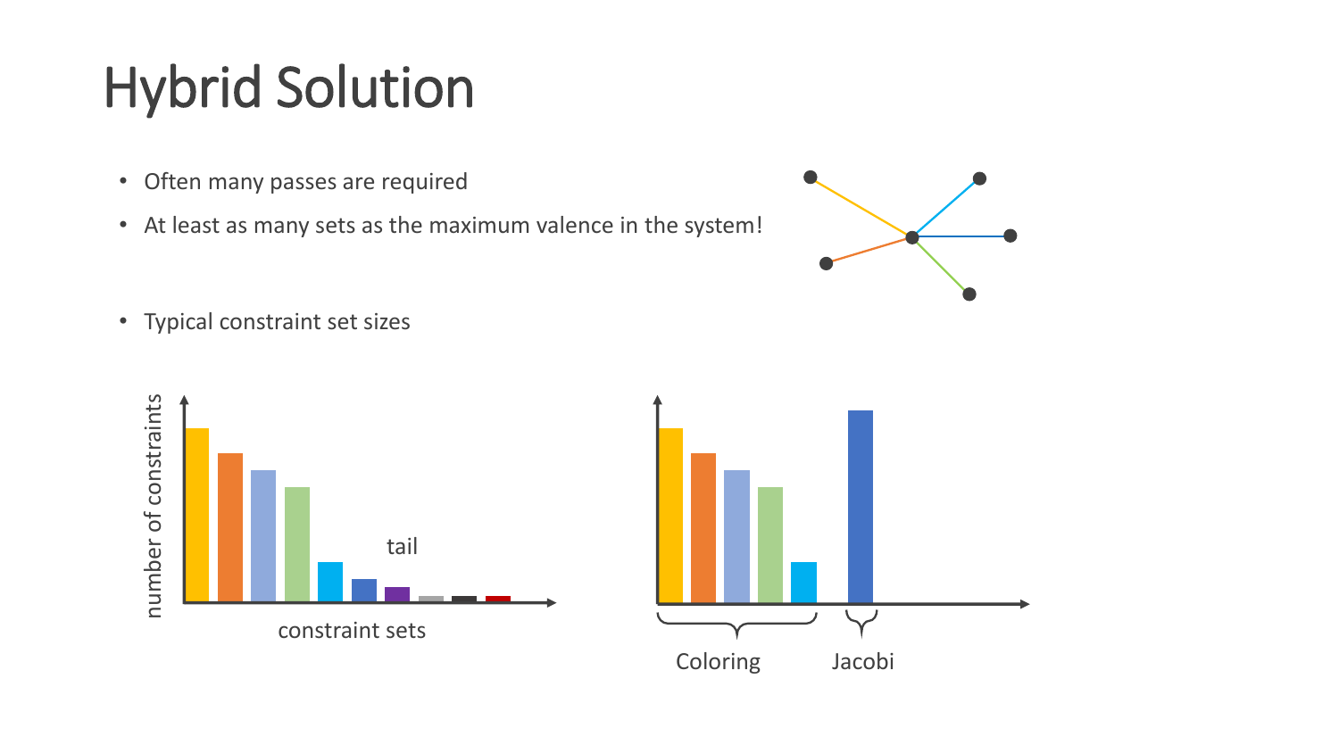# Hybrid Solution

- Often many passes are required
- At least as many sets as the maximum valence in the system!
- Typical constraint set sizes

number of constraints

tail

constraint sets

Coloring

Jacobi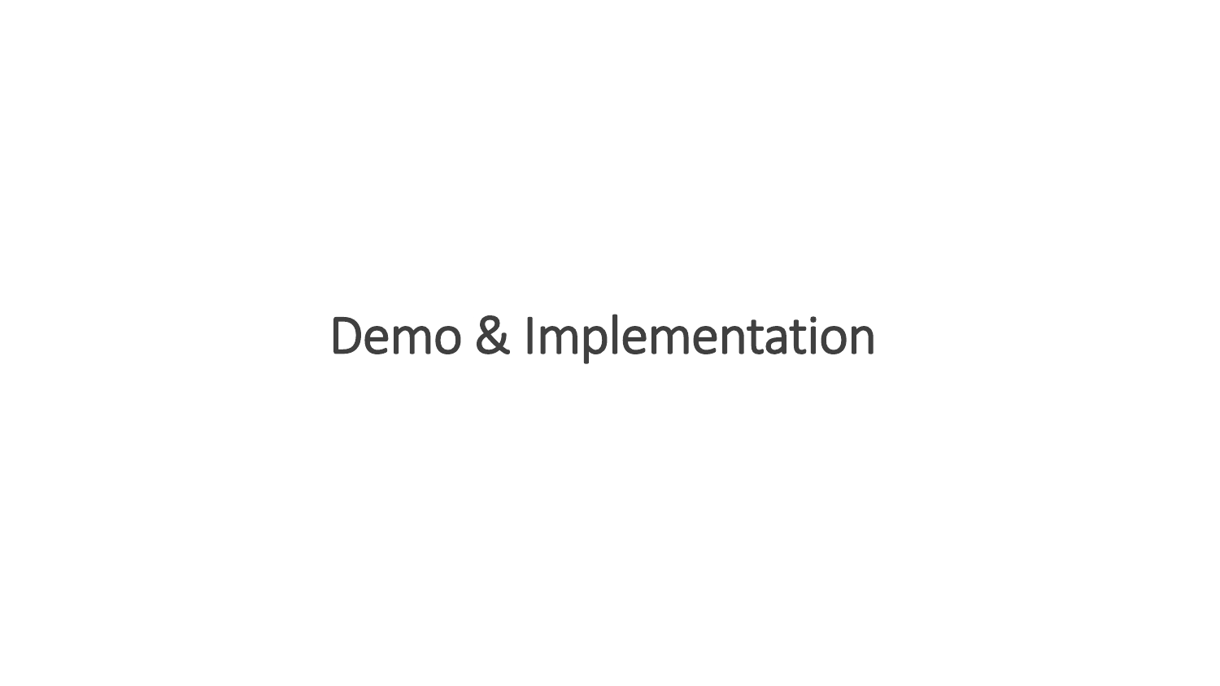# Demo & Implementation